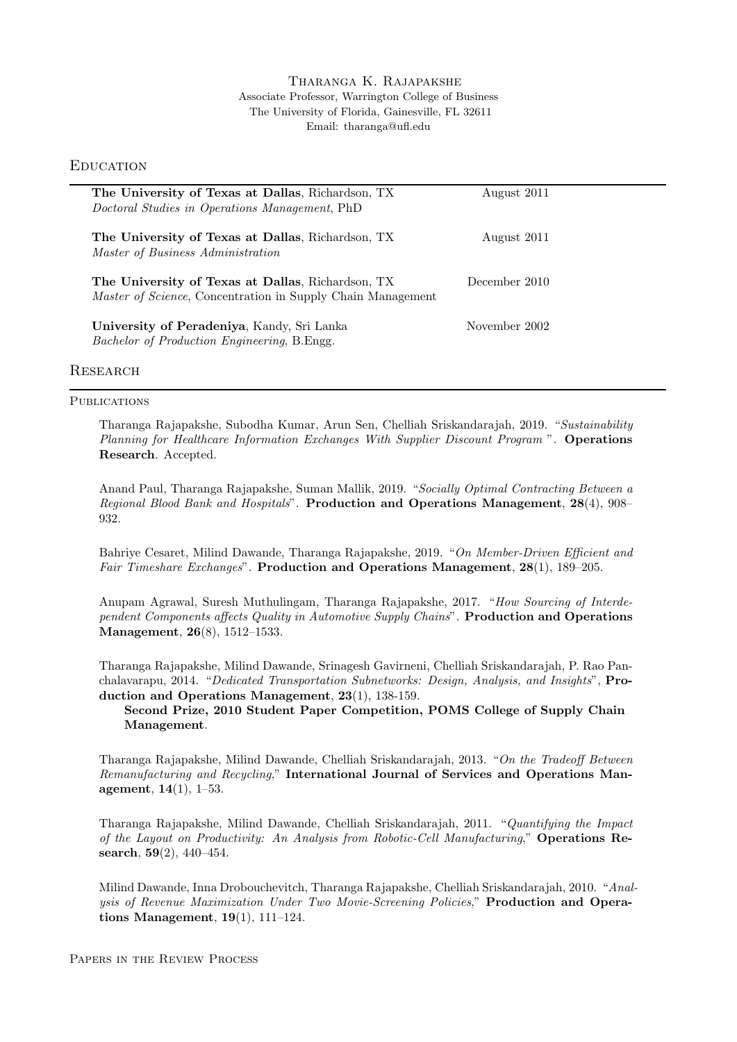# Tharanga K. Rajapakshe

Associate Professor, Warrington College of Business
The University of Florida, Gainesville, FL 32611
Email: tharanga@ufl.edu

## Education

**The University of Texas at Dallas**, Richardson, TX — August 2011
*Doctoral Studies in Operations Management*, PhD

**The University of Texas at Dallas**, Richardson, TX — August 2011
*Master of Business Administration*

**The University of Texas at Dallas**, Richardson, TX — December 2010
*Master of Science*, Concentration in Supply Chain Management

**University of Peradeniya**, Kandy, Sri Lanka — November 2002
*Bachelor of Production Engineering*, B.Engg.

## Research

### Publications

Tharanga Rajapakshe, Subodha Kumar, Arun Sen, Chelliah Sriskandarajah, 2019. "*Sustainability Planning for Healthcare Information Exchanges With Supplier Discount Program* ". **Operations Research**. Accepted.

Anand Paul, Tharanga Rajapakshe, Suman Mallik, 2019. "*Socially Optimal Contracting Between a Regional Blood Bank and Hospitals*". **Production and Operations Management**, **28**(4), 908–932.

Bahriye Cesaret, Milind Dawande, Tharanga Rajapakshe, 2019. "*On Member-Driven Efficient and Fair Timeshare Exchanges*". **Production and Operations Management**, **28**(1), 189–205.

Anupam Agrawal, Suresh Muthulingam, Tharanga Rajapakshe, 2017. "*How Sourcing of Interdependent Components affects Quality in Automotive Supply Chains*". **Production and Operations Management**, **26**(8), 1512–1533.

Tharanga Rajapakshe, Milind Dawande, Srinagesh Gavirneni, Chelliah Sriskandarajah, P. Rao Panchalavarapu, 2014. "*Dedicated Transportation Subnetworks: Design, Analysis, and Insights*", **Production and Operations Management**, **23**(1), 138-159.
**Second Prize, 2010 Student Paper Competition, POMS College of Supply Chain Management**.

Tharanga Rajapakshe, Milind Dawande, Chelliah Sriskandarajah, 2013. "*On the Tradeoff Between Remanufacturing and Recycling*," **International Journal of Services and Operations Management**, **14**(1), 1–53.

Tharanga Rajapakshe, Milind Dawande, Chelliah Sriskandarajah, 2011. "*Quantifying the Impact of the Layout on Productivity: An Analysis from Robotic-Cell Manufacturing*," **Operations Research**, **59**(2), 440–454.

Milind Dawande, Inna Drobouchevitch, Tharanga Rajapakshe, Chelliah Sriskandarajah, 2010. "*Analysis of Revenue Maximization Under Two Movie-Screening Policies*," **Production and Operations Management**, **19**(1), 111–124.

### Papers in the Review Process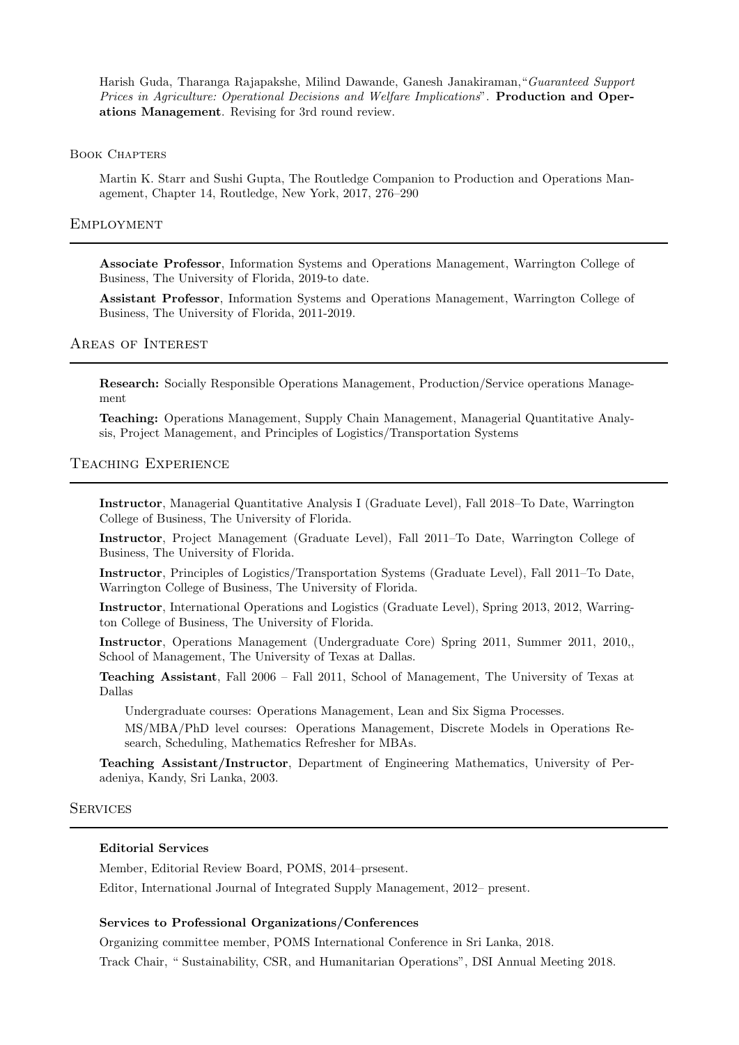Harish Guda, Tharanga Rajapakshe, Milind Dawande, Ganesh Janakiraman,"*Guaranteed Support Prices in Agriculture: Operational Decisions and Welfare Implications*". **Production and Operations Management**. Revising for 3rd round review.

### Book Chapters

Martin K. Starr and Sushi Gupta, The Routledge Companion to Production and Operations Management, Chapter 14, Routledge, New York, 2017, 276–290

## Employment

**Associate Professor**, Information Systems and Operations Management, Warrington College of Business, The University of Florida, 2019-to date.

**Assistant Professor**, Information Systems and Operations Management, Warrington College of Business, The University of Florida, 2011-2019.

## Areas of Interest

**Research:** Socially Responsible Operations Management, Production/Service operations Management

**Teaching:** Operations Management, Supply Chain Management, Managerial Quantitative Analysis, Project Management, and Principles of Logistics/Transportation Systems

## Teaching Experience

**Instructor**, Managerial Quantitative Analysis I (Graduate Level), Fall 2018–To Date, Warrington College of Business, The University of Florida.

**Instructor**, Project Management (Graduate Level), Fall 2011–To Date, Warrington College of Business, The University of Florida.

**Instructor**, Principles of Logistics/Transportation Systems (Graduate Level), Fall 2011–To Date, Warrington College of Business, The University of Florida.

**Instructor**, International Operations and Logistics (Graduate Level), Spring 2013, 2012, Warrington College of Business, The University of Florida.

**Instructor**, Operations Management (Undergraduate Core) Spring 2011, Summer 2011, 2010,, School of Management, The University of Texas at Dallas.

**Teaching Assistant**, Fall 2006 – Fall 2011, School of Management, The University of Texas at Dallas

Undergraduate courses: Operations Management, Lean and Six Sigma Processes.

MS/MBA/PhD level courses: Operations Management, Discrete Models in Operations Research, Scheduling, Mathematics Refresher for MBAs.

**Teaching Assistant/Instructor**, Department of Engineering Mathematics, University of Peradeniya, Kandy, Sri Lanka, 2003.

## Services

**Editorial Services**

Member, Editorial Review Board, POMS, 2014–prsesent.

Editor, International Journal of Integrated Supply Management, 2012– present.

**Services to Professional Organizations/Conferences**

Organizing committee member, POMS International Conference in Sri Lanka, 2018.

Track Chair, " Sustainability, CSR, and Humanitarian Operations", DSI Annual Meeting 2018.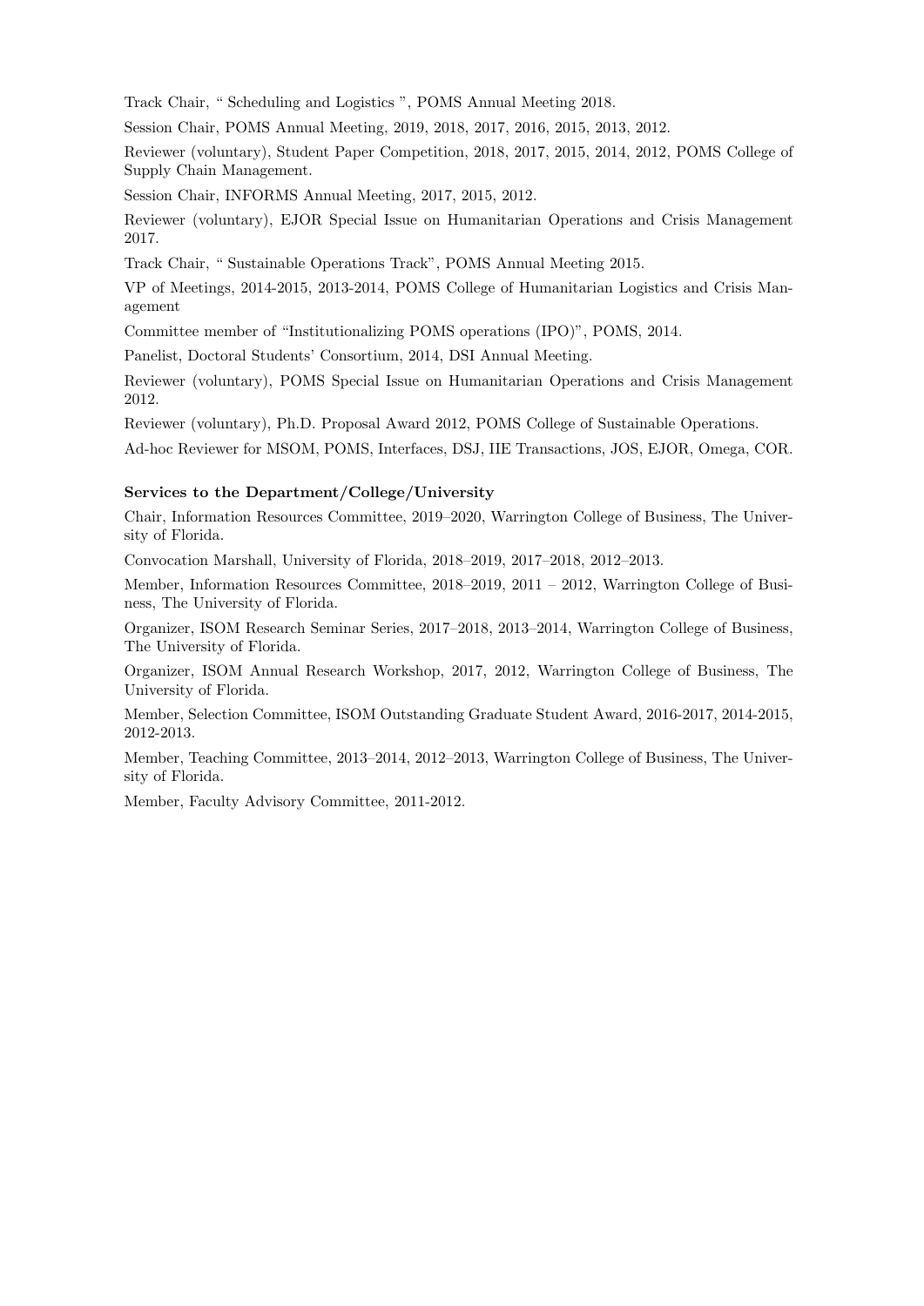Track Chair, " Scheduling and Logistics ", POMS Annual Meeting 2018.

Session Chair, POMS Annual Meeting, 2019, 2018, 2017, 2016, 2015, 2013, 2012.

Reviewer (voluntary), Student Paper Competition, 2018, 2017, 2015, 2014, 2012, POMS College of Supply Chain Management.

Session Chair, INFORMS Annual Meeting, 2017, 2015, 2012.

Reviewer (voluntary), EJOR Special Issue on Humanitarian Operations and Crisis Management 2017.

Track Chair, " Sustainable Operations Track", POMS Annual Meeting 2015.

VP of Meetings, 2014-2015, 2013-2014, POMS College of Humanitarian Logistics and Crisis Management

Committee member of "Institutionalizing POMS operations (IPO)", POMS, 2014.

Panelist, Doctoral Students' Consortium, 2014, DSI Annual Meeting.

Reviewer (voluntary), POMS Special Issue on Humanitarian Operations and Crisis Management 2012.

Reviewer (voluntary), Ph.D. Proposal Award 2012, POMS College of Sustainable Operations.

Ad-hoc Reviewer for MSOM, POMS, Interfaces, DSJ, IIE Transactions, JOS, EJOR, Omega, COR.

**Services to the Department/College/University**

Chair, Information Resources Committee, 2019–2020, Warrington College of Business, The University of Florida.

Convocation Marshall, University of Florida, 2018–2019, 2017–2018, 2012–2013.

Member, Information Resources Committee, 2018–2019, 2011 – 2012, Warrington College of Business, The University of Florida.

Organizer, ISOM Research Seminar Series, 2017–2018, 2013–2014, Warrington College of Business, The University of Florida.

Organizer, ISOM Annual Research Workshop, 2017, 2012, Warrington College of Business, The University of Florida.

Member, Selection Committee, ISOM Outstanding Graduate Student Award, 2016-2017, 2014-2015, 2012-2013.

Member, Teaching Committee, 2013–2014, 2012–2013, Warrington College of Business, The University of Florida.

Member, Faculty Advisory Committee, 2011-2012.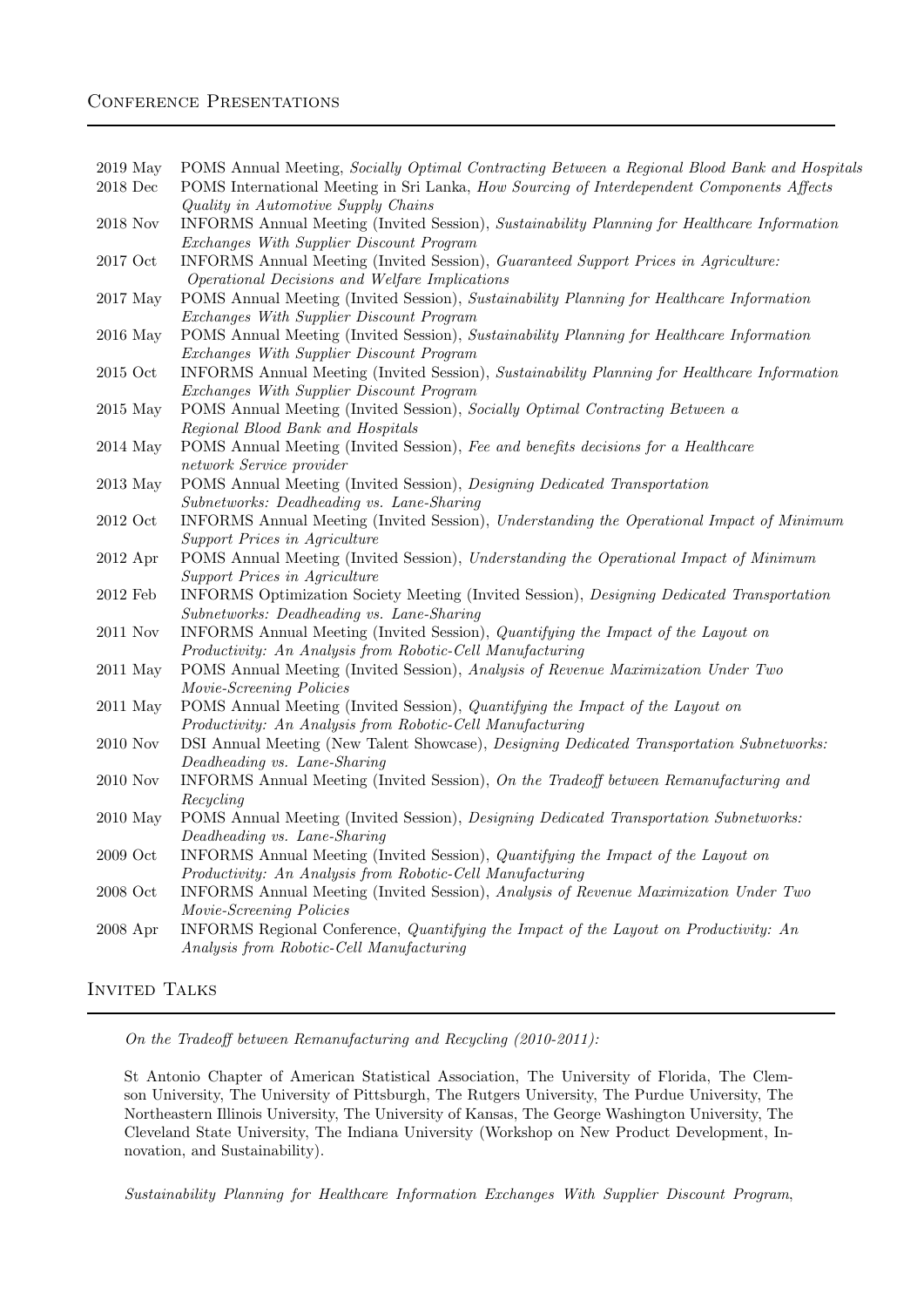## Conference Presentations

- 2019 May — POMS Annual Meeting, *Socially Optimal Contracting Between a Regional Blood Bank and Hospitals*
- 2018 Dec — POMS International Meeting in Sri Lanka, *How Sourcing of Interdependent Components Affects Quality in Automotive Supply Chains*
- 2018 Nov — INFORMS Annual Meeting (Invited Session), *Sustainability Planning for Healthcare Information Exchanges With Supplier Discount Program*
- 2017 Oct — INFORMS Annual Meeting (Invited Session), *Guaranteed Support Prices in Agriculture: Operational Decisions and Welfare Implications*
- 2017 May — POMS Annual Meeting (Invited Session), *Sustainability Planning for Healthcare Information Exchanges With Supplier Discount Program*
- 2016 May — POMS Annual Meeting (Invited Session), *Sustainability Planning for Healthcare Information Exchanges With Supplier Discount Program*
- 2015 Oct — INFORMS Annual Meeting (Invited Session), *Sustainability Planning for Healthcare Information Exchanges With Supplier Discount Program*
- 2015 May — POMS Annual Meeting (Invited Session), *Socially Optimal Contracting Between a Regional Blood Bank and Hospitals*
- 2014 May — POMS Annual Meeting (Invited Session), *Fee and benefits decisions for a Healthcare network Service provider*
- 2013 May — POMS Annual Meeting (Invited Session), *Designing Dedicated Transportation Subnetworks: Deadheading vs. Lane-Sharing*
- 2012 Oct — INFORMS Annual Meeting (Invited Session), *Understanding the Operational Impact of Minimum Support Prices in Agriculture*
- 2012 Apr — POMS Annual Meeting (Invited Session), *Understanding the Operational Impact of Minimum Support Prices in Agriculture*
- 2012 Feb — INFORMS Optimization Society Meeting (Invited Session), *Designing Dedicated Transportation Subnetworks: Deadheading vs. Lane-Sharing*
- 2011 Nov — INFORMS Annual Meeting (Invited Session), *Quantifying the Impact of the Layout on Productivity: An Analysis from Robotic-Cell Manufacturing*
- 2011 May — POMS Annual Meeting (Invited Session), *Analysis of Revenue Maximization Under Two Movie-Screening Policies*
- 2011 May — POMS Annual Meeting (Invited Session), *Quantifying the Impact of the Layout on Productivity: An Analysis from Robotic-Cell Manufacturing*
- 2010 Nov — DSI Annual Meeting (New Talent Showcase), *Designing Dedicated Transportation Subnetworks: Deadheading vs. Lane-Sharing*
- 2010 Nov — INFORMS Annual Meeting (Invited Session), *On the Tradeoff between Remanufacturing and Recycling*
- 2010 May — POMS Annual Meeting (Invited Session), *Designing Dedicated Transportation Subnetworks: Deadheading vs. Lane-Sharing*
- 2009 Oct — INFORMS Annual Meeting (Invited Session), *Quantifying the Impact of the Layout on Productivity: An Analysis from Robotic-Cell Manufacturing*
- 2008 Oct — INFORMS Annual Meeting (Invited Session), *Analysis of Revenue Maximization Under Two Movie-Screening Policies*
- 2008 Apr — INFORMS Regional Conference, *Quantifying the Impact of the Layout on Productivity: An Analysis from Robotic-Cell Manufacturing*

## Invited Talks

*On the Tradeoff between Remanufacturing and Recycling (2010-2011):*

St Antonio Chapter of American Statistical Association, The University of Florida, The Clemson University, The University of Pittsburgh, The Rutgers University, The Purdue University, The Northeastern Illinois University, The University of Kansas, The George Washington University, The Cleveland State University, The Indiana University (Workshop on New Product Development, Innovation, and Sustainability).

*Sustainability Planning for Healthcare Information Exchanges With Supplier Discount Program*,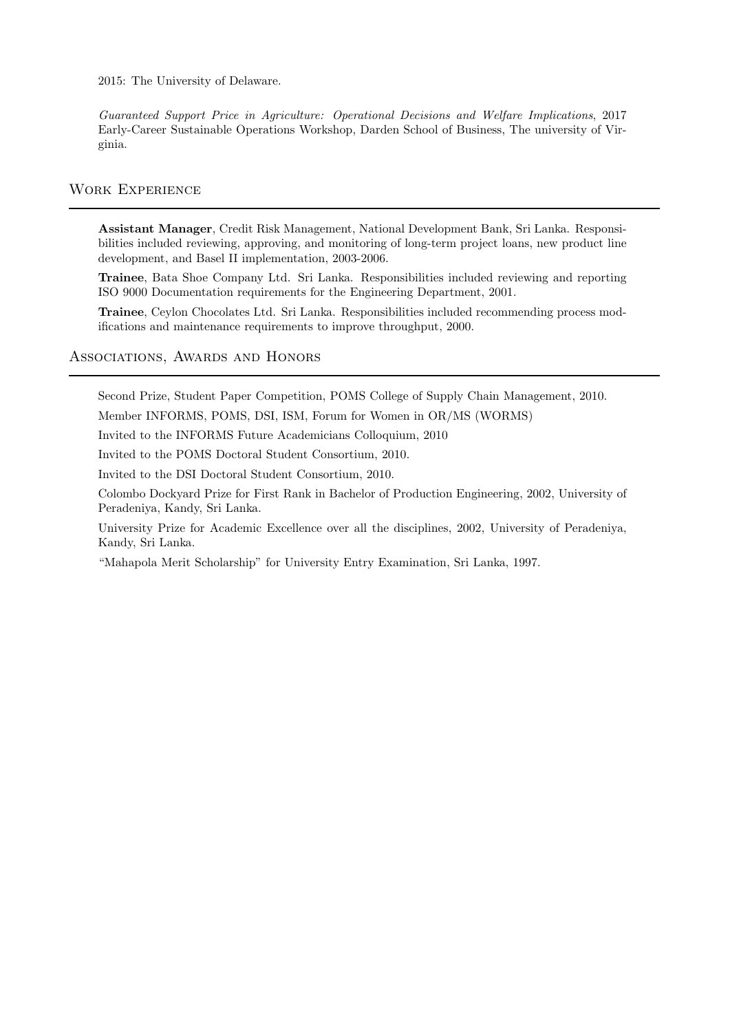2015: The University of Delaware.

*Guaranteed Support Price in Agriculture: Operational Decisions and Welfare Implications*, 2017 Early-Career Sustainable Operations Workshop, Darden School of Business, The university of Virginia.

## Work Experience

**Assistant Manager**, Credit Risk Management, National Development Bank, Sri Lanka. Responsibilities included reviewing, approving, and monitoring of long-term project loans, new product line development, and Basel II implementation, 2003-2006.

**Trainee**, Bata Shoe Company Ltd. Sri Lanka. Responsibilities included reviewing and reporting ISO 9000 Documentation requirements for the Engineering Department, 2001.

**Trainee**, Ceylon Chocolates Ltd. Sri Lanka. Responsibilities included recommending process modifications and maintenance requirements to improve throughput, 2000.

## Associations, Awards and Honors

Second Prize, Student Paper Competition, POMS College of Supply Chain Management, 2010.

Member INFORMS, POMS, DSI, ISM, Forum for Women in OR/MS (WORMS)

Invited to the INFORMS Future Academicians Colloquium, 2010

Invited to the POMS Doctoral Student Consortium, 2010.

Invited to the DSI Doctoral Student Consortium, 2010.

Colombo Dockyard Prize for First Rank in Bachelor of Production Engineering, 2002, University of Peradeniya, Kandy, Sri Lanka.

University Prize for Academic Excellence over all the disciplines, 2002, University of Peradeniya, Kandy, Sri Lanka.

"Mahapola Merit Scholarship" for University Entry Examination, Sri Lanka, 1997.